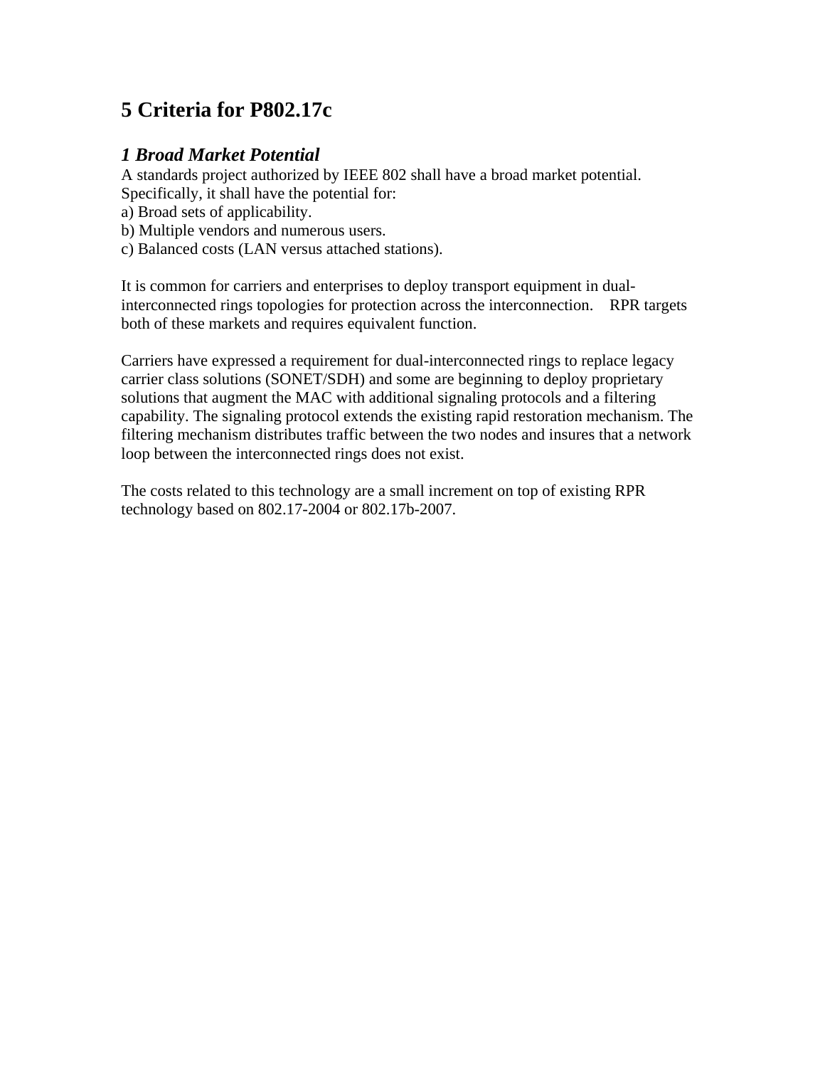# 5 Criteria for P802.17c

## *1 Broad Market Potential*

A standards project authorized by IEEE 802 shall have a broad market potential. Specifically, it shall have the potential for:

a) Broad sets of applicability.
b) Multiple vendors and numerous users.
c) Balanced costs (LAN versus attached stations).

It is common for carriers and enterprises to deploy transport equipment in dual-interconnected rings topologies for protection across the interconnection. RPR targets both of these markets and requires equivalent function.

Carriers have expressed a requirement for dual-interconnected rings to replace legacy carrier class solutions (SONET/SDH) and some are beginning to deploy proprietary solutions that augment the MAC with additional signaling protocols and a filtering capability. The signaling protocol extends the existing rapid restoration mechanism. The filtering mechanism distributes traffic between the two nodes and insures that a network loop between the interconnected rings does not exist.

The costs related to this technology are a small increment on top of existing RPR technology based on 802.17-2004 or 802.17b-2007.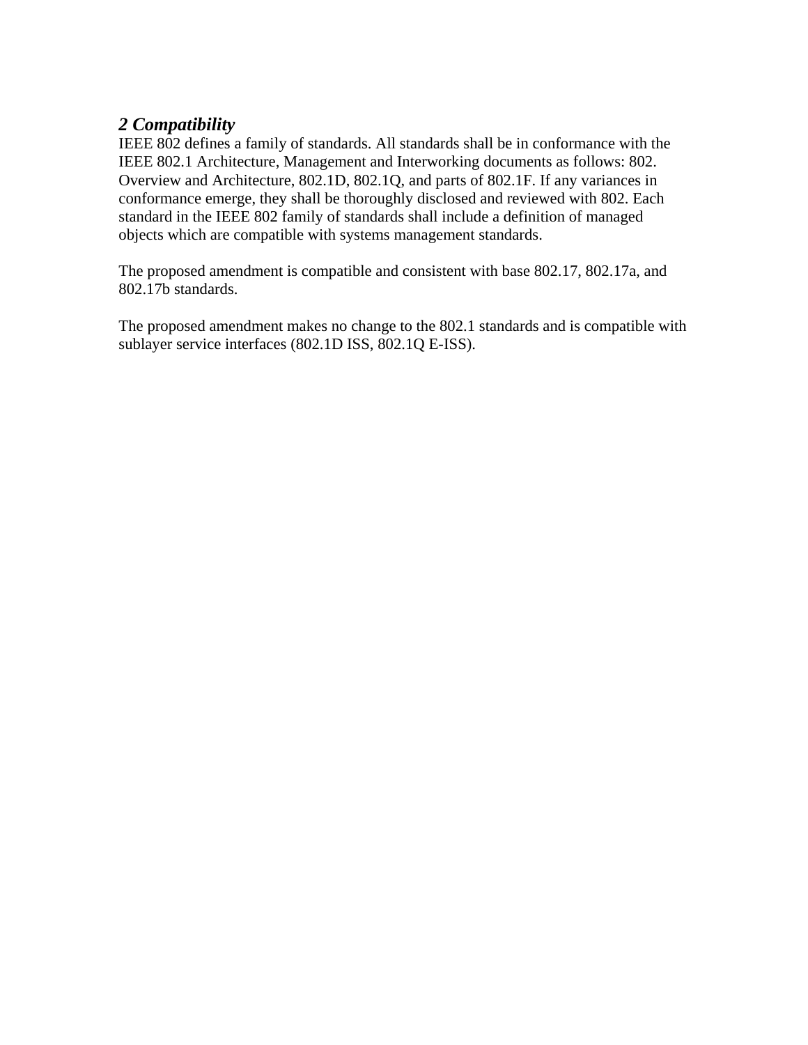## *2 Compatibility*

IEEE 802 defines a family of standards. All standards shall be in conformance with the IEEE 802.1 Architecture, Management and Interworking documents as follows: 802. Overview and Architecture, 802.1D, 802.1Q, and parts of 802.1F. If any variances in conformance emerge, they shall be thoroughly disclosed and reviewed with 802. Each standard in the IEEE 802 family of standards shall include a definition of managed objects which are compatible with systems management standards.

The proposed amendment is compatible and consistent with base 802.17, 802.17a, and 802.17b standards.

The proposed amendment makes no change to the 802.1 standards and is compatible with sublayer service interfaces (802.1D ISS, 802.1Q E-ISS).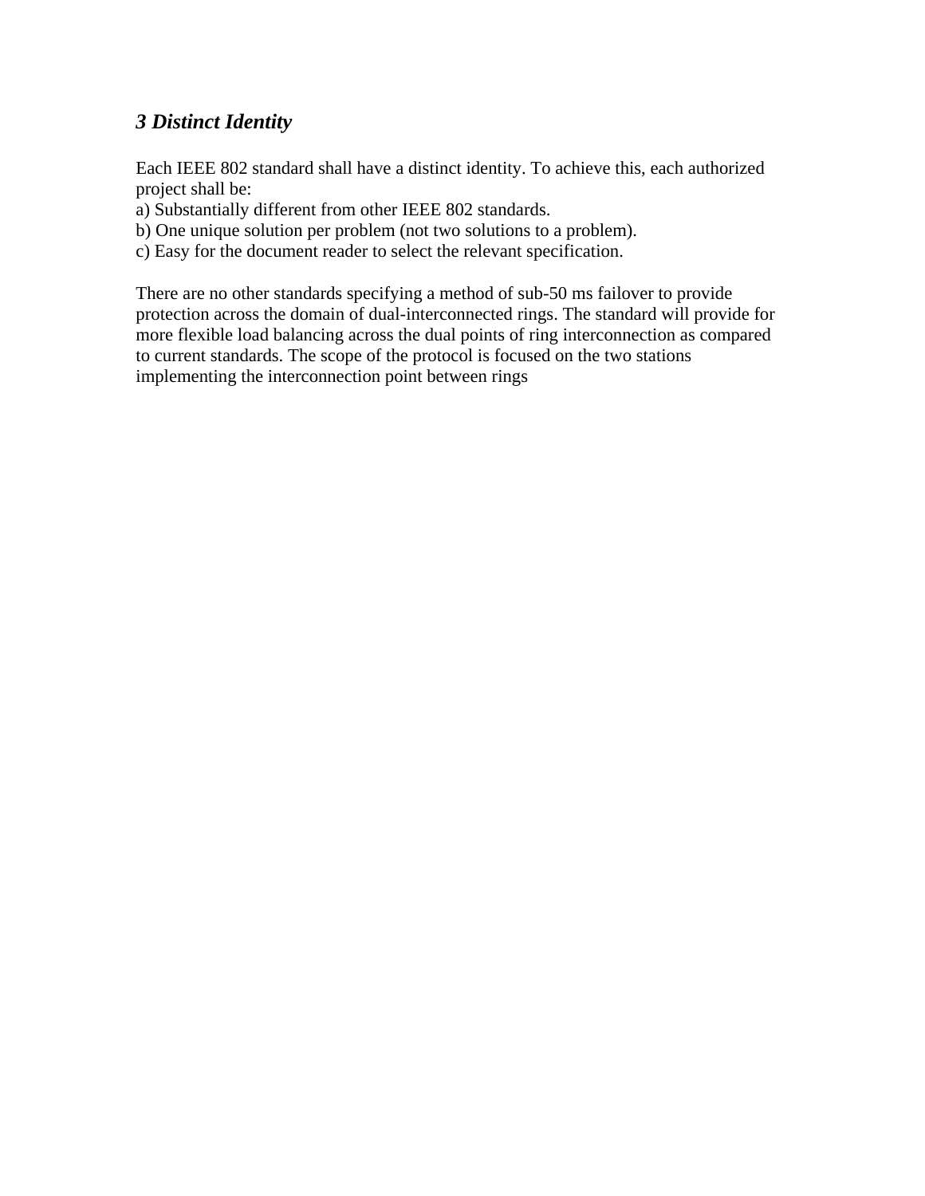### *3 Distinct Identity*

Each IEEE 802 standard shall have a distinct identity. To achieve this, each authorized project shall be:
a) Substantially different from other IEEE 802 standards.
b) One unique solution per problem (not two solutions to a problem).
c) Easy for the document reader to select the relevant specification.

There are no other standards specifying a method of sub-50 ms failover to provide protection across the domain of dual-interconnected rings. The standard will provide for more flexible load balancing across the dual points of ring interconnection as compared to current standards. The scope of the protocol is focused on the two stations implementing the interconnection point between rings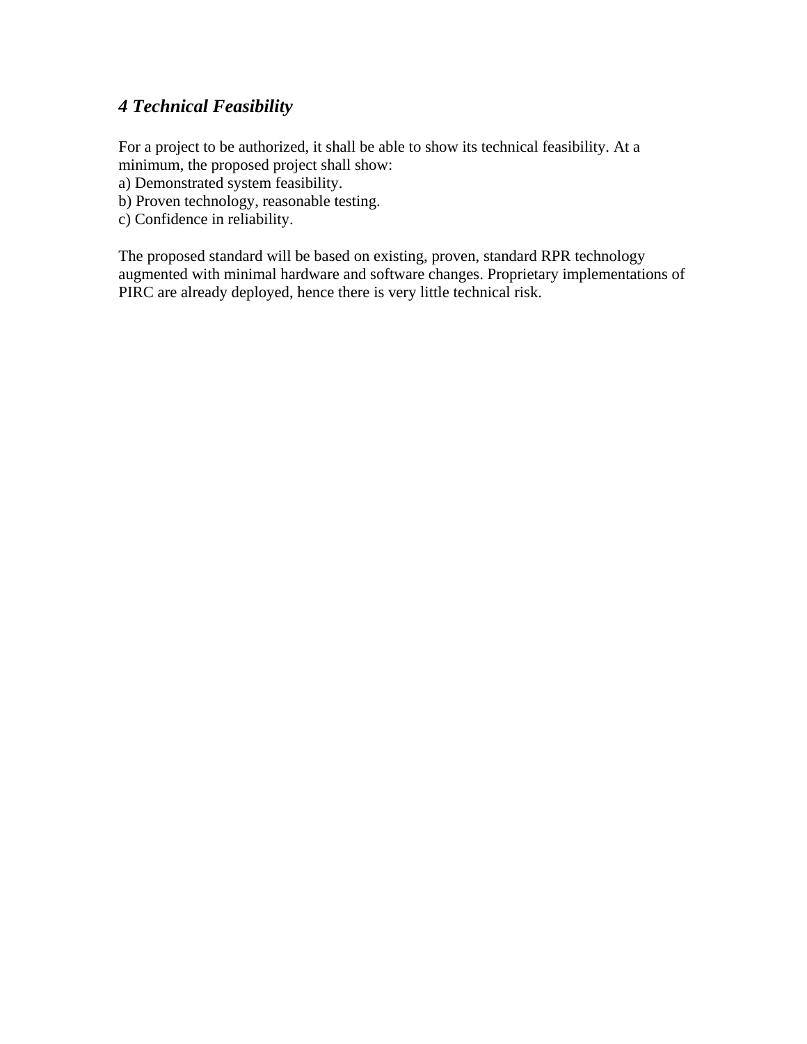## *4 Technical Feasibility*

For a project to be authorized, it shall be able to show its technical feasibility. At a minimum, the proposed project shall show:

a) Demonstrated system feasibility.
b) Proven technology, reasonable testing.
c) Confidence in reliability.

The proposed standard will be based on existing, proven, standard RPR technology augmented with minimal hardware and software changes. Proprietary implementations of PIRC are already deployed, hence there is very little technical risk.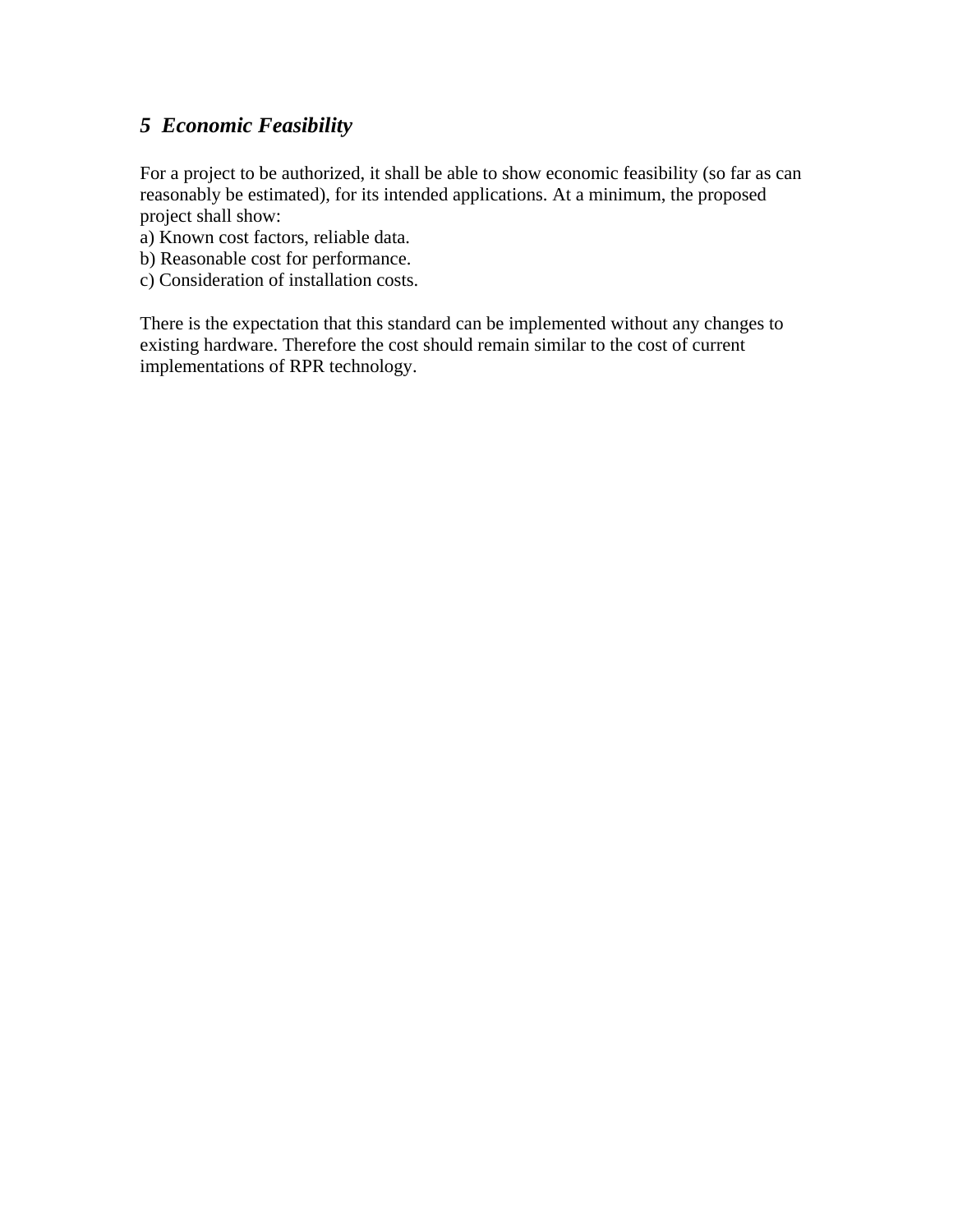## *5 Economic Feasibility*

For a project to be authorized, it shall be able to show economic feasibility (so far as can reasonably be estimated), for its intended applications. At a minimum, the proposed project shall show:
a) Known cost factors, reliable data.
b) Reasonable cost for performance.
c) Consideration of installation costs.

There is the expectation that this standard can be implemented without any changes to existing hardware. Therefore the cost should remain similar to the cost of current implementations of RPR technology.